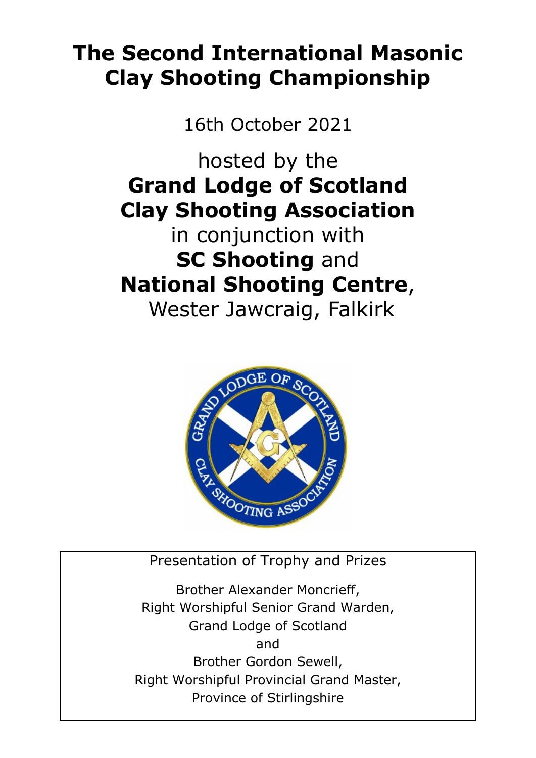# The Second International Masonic Clay Shooting Championship

16th October 2021

hosted by the
**Grand Lodge of Scotland Clay Shooting Association**
in conjunction with
**SC Shooting** and
**National Shooting Centre**,
Wester Jawcraig, Falkirk

Presentation of Trophy and Prizes

Brother Alexander Moncrieff,
Right Worshipful Senior Grand Warden,
Grand Lodge of Scotland
and
Brother Gordon Sewell,
Right Worshipful Provincial Grand Master,
Province of Stirlingshire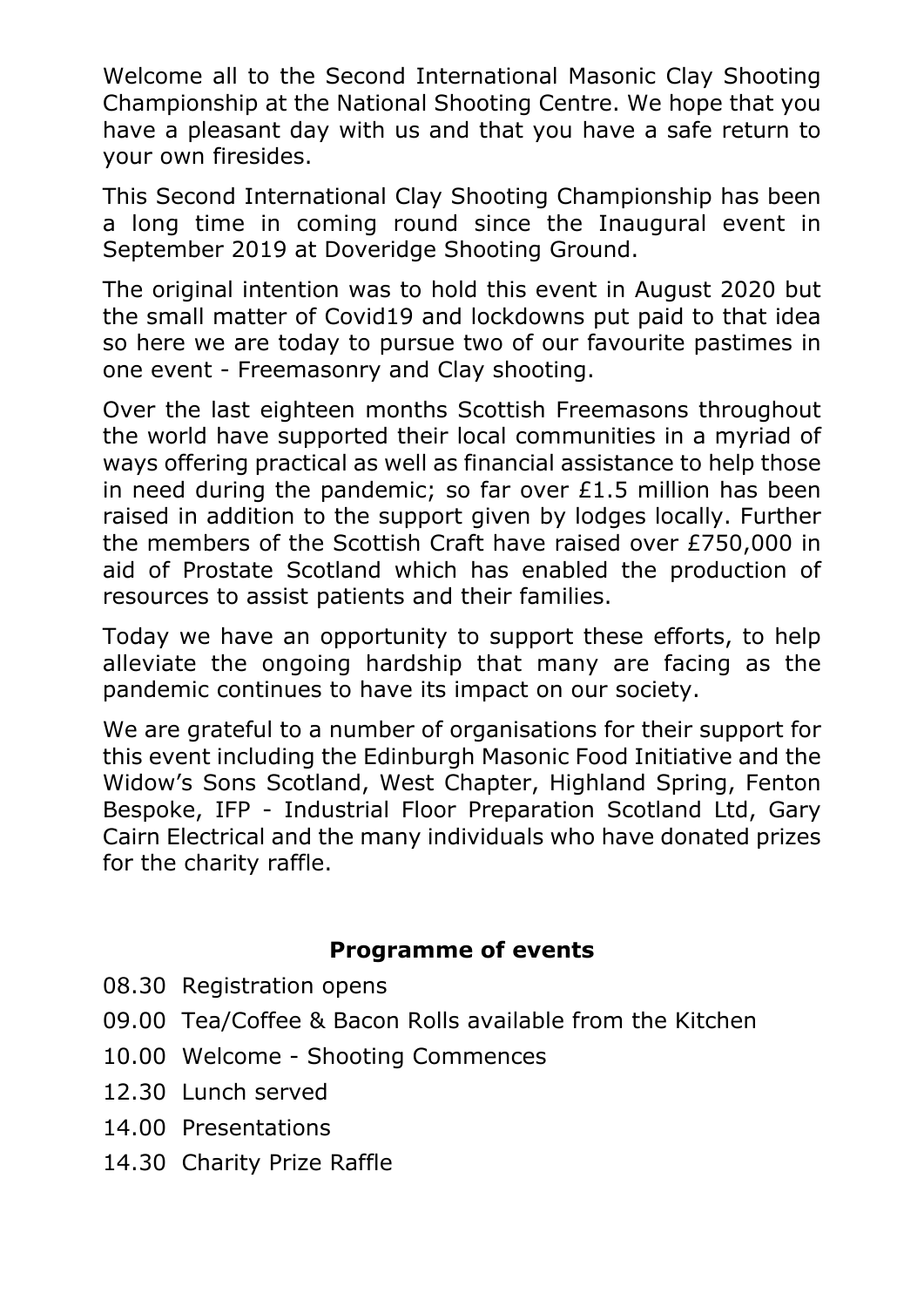Welcome all to the Second International Masonic Clay Shooting Championship at the National Shooting Centre. We hope that you have a pleasant day with us and that you have a safe return to your own firesides.

This Second International Clay Shooting Championship has been a long time in coming round since the Inaugural event in September 2019 at Doveridge Shooting Ground.

The original intention was to hold this event in August 2020 but the small matter of Covid19 and lockdowns put paid to that idea so here we are today to pursue two of our favourite pastimes in one event - Freemasonry and Clay shooting.

Over the last eighteen months Scottish Freemasons throughout the world have supported their local communities in a myriad of ways offering practical as well as financial assistance to help those in need during the pandemic; so far over £1.5 million has been raised in addition to the support given by lodges locally. Further the members of the Scottish Craft have raised over £750,000 in aid of Prostate Scotland which has enabled the production of resources to assist patients and their families.

Today we have an opportunity to support these efforts, to help alleviate the ongoing hardship that many are facing as the pandemic continues to have its impact on our society.

We are grateful to a number of organisations for their support for this event including the Edinburgh Masonic Food Initiative and the Widow's Sons Scotland, West Chapter, Highland Spring, Fenton Bespoke, IFP - Industrial Floor Preparation Scotland Ltd, Gary Cairn Electrical and the many individuals who have donated prizes for the charity raffle.

## Programme of events

- 08.30 Registration opens
- 09.00 Tea/Coffee & Bacon Rolls available from the Kitchen
- 10.00 Welcome - Shooting Commences
- 12.30 Lunch served
- 14.00 Presentations
- 14.30 Charity Prize Raffle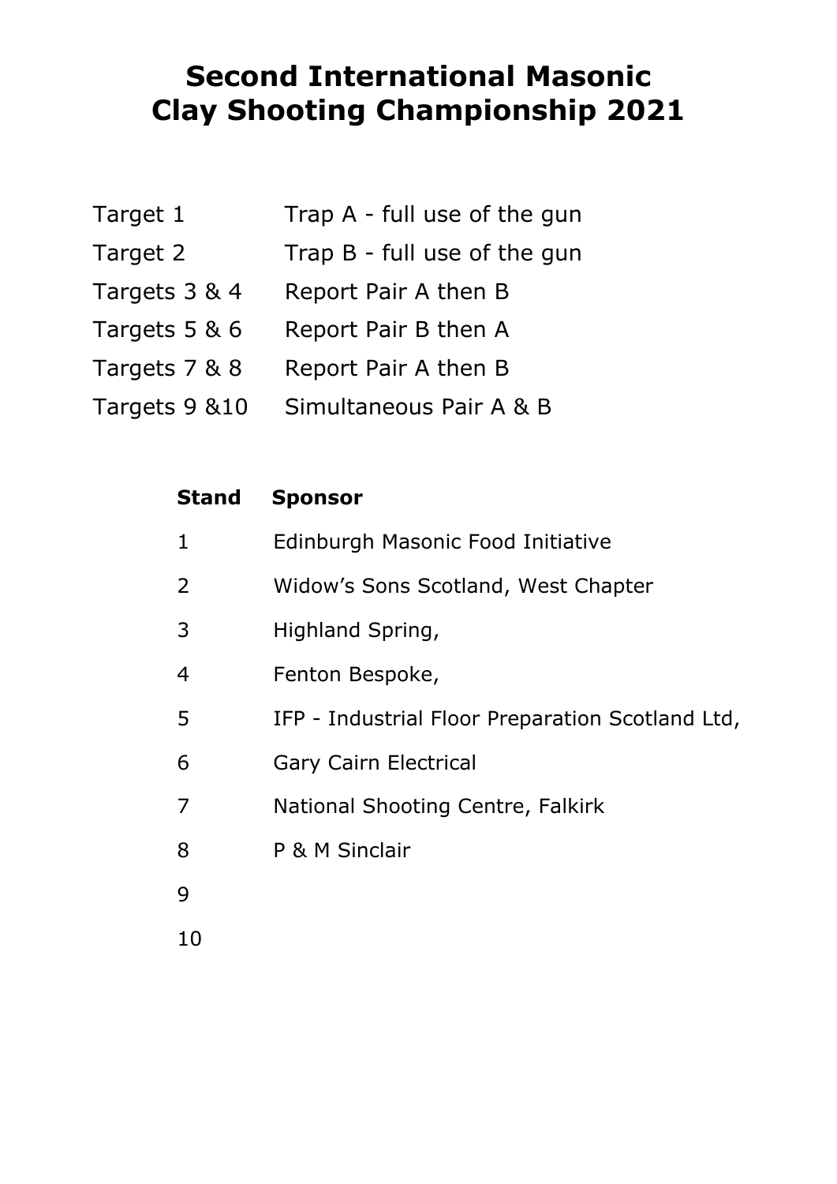# Second International Masonic Clay Shooting Championship 2021

| | |
|---|---|
| Target 1 | Trap A - full use of the gun |
| Target 2 | Trap B - full use of the gun |
| Targets 3 & 4 | Report Pair A then B |
| Targets 5 & 6 | Report Pair B then A |
| Targets 7 & 8 | Report Pair A then B |
| Targets 9 &10 | Simultaneous Pair A & B |

| Stand | Sponsor |
|---|---|
| 1 | Edinburgh Masonic Food Initiative |
| 2 | Widow's Sons Scotland, West Chapter |
| 3 | Highland Spring, |
| 4 | Fenton Bespoke, |
| 5 | IFP - Industrial Floor Preparation Scotland Ltd, |
| 6 | Gary Cairn Electrical |
| 7 | National Shooting Centre, Falkirk |
| 8 | P & M Sinclair |
| 9 | |
| 10 | |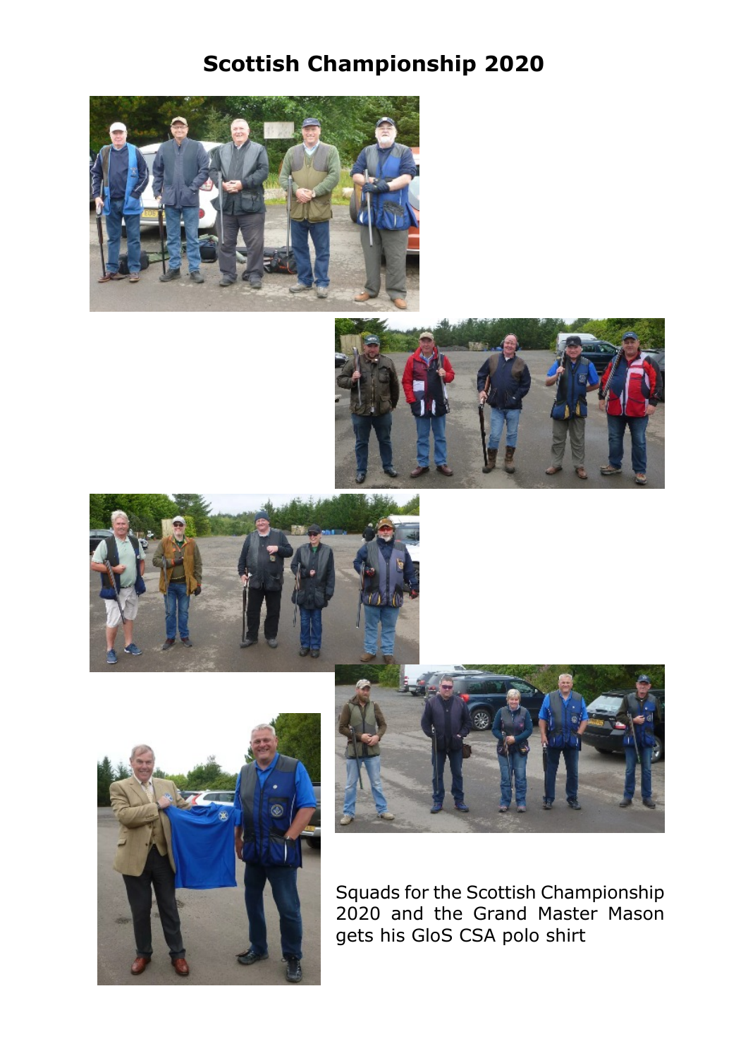# Scottish Championship 2020

Squads for the Scottish Championship 2020 and the Grand Master Mason gets his GloS CSA polo shirt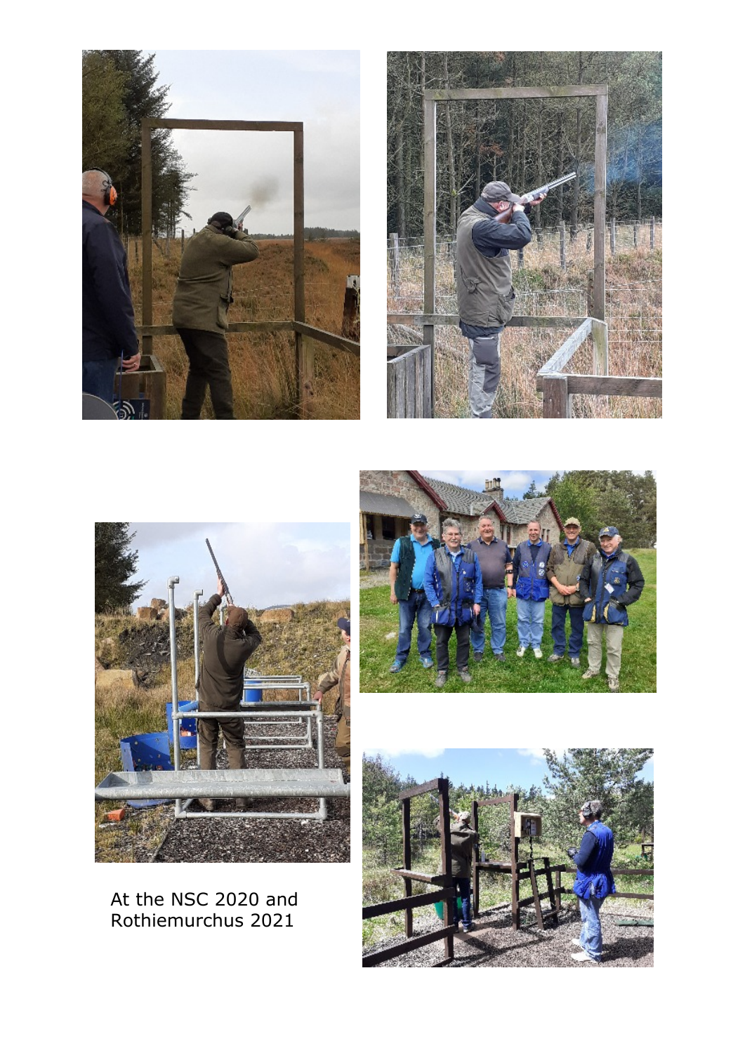At the NSC 2020 and Rothiemurchus 2021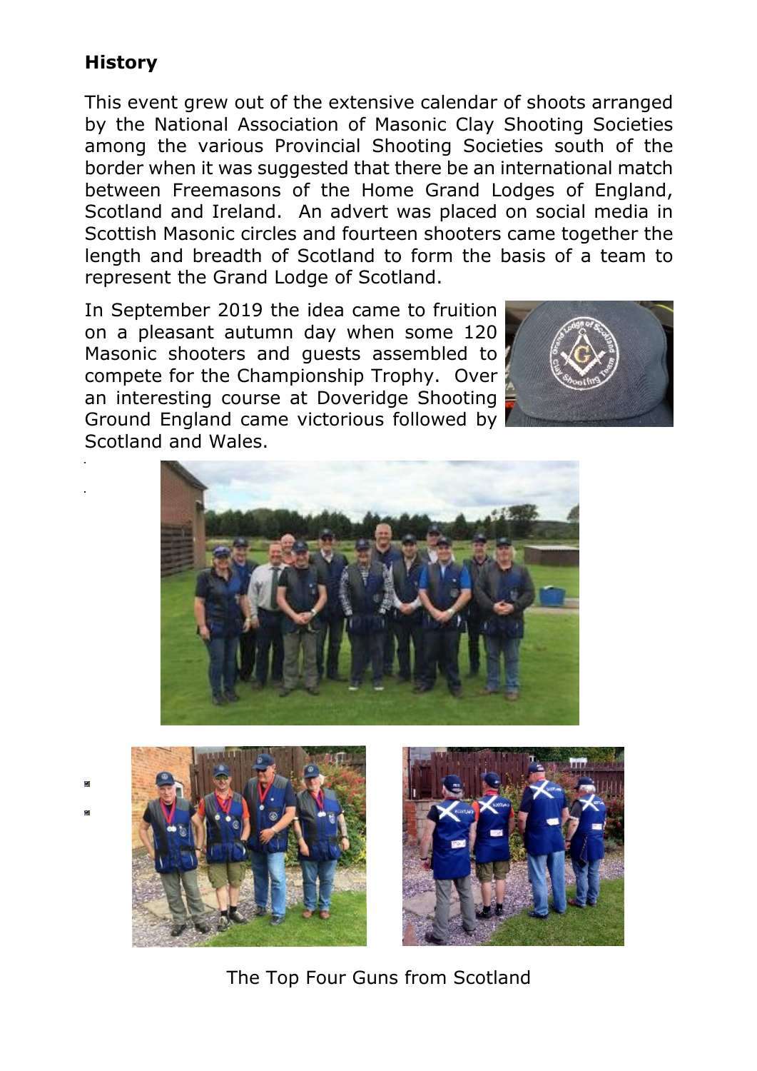## History

This event grew out of the extensive calendar of shoots arranged by the National Association of Masonic Clay Shooting Societies among the various Provincial Shooting Societies south of the border when it was suggested that there be an international match between Freemasons of the Home Grand Lodges of England, Scotland and Ireland. An advert was placed on social media in Scottish Masonic circles and fourteen shooters came together the length and breadth of Scotland to form the basis of a team to represent the Grand Lodge of Scotland.

In September 2019 the idea came to fruition on a pleasant autumn day when some 120 Masonic shooters and guests assembled to compete for the Championship Trophy. Over an interesting course at Doveridge Shooting Ground England came victorious followed by Scotland and Wales.

The Top Four Guns from Scotland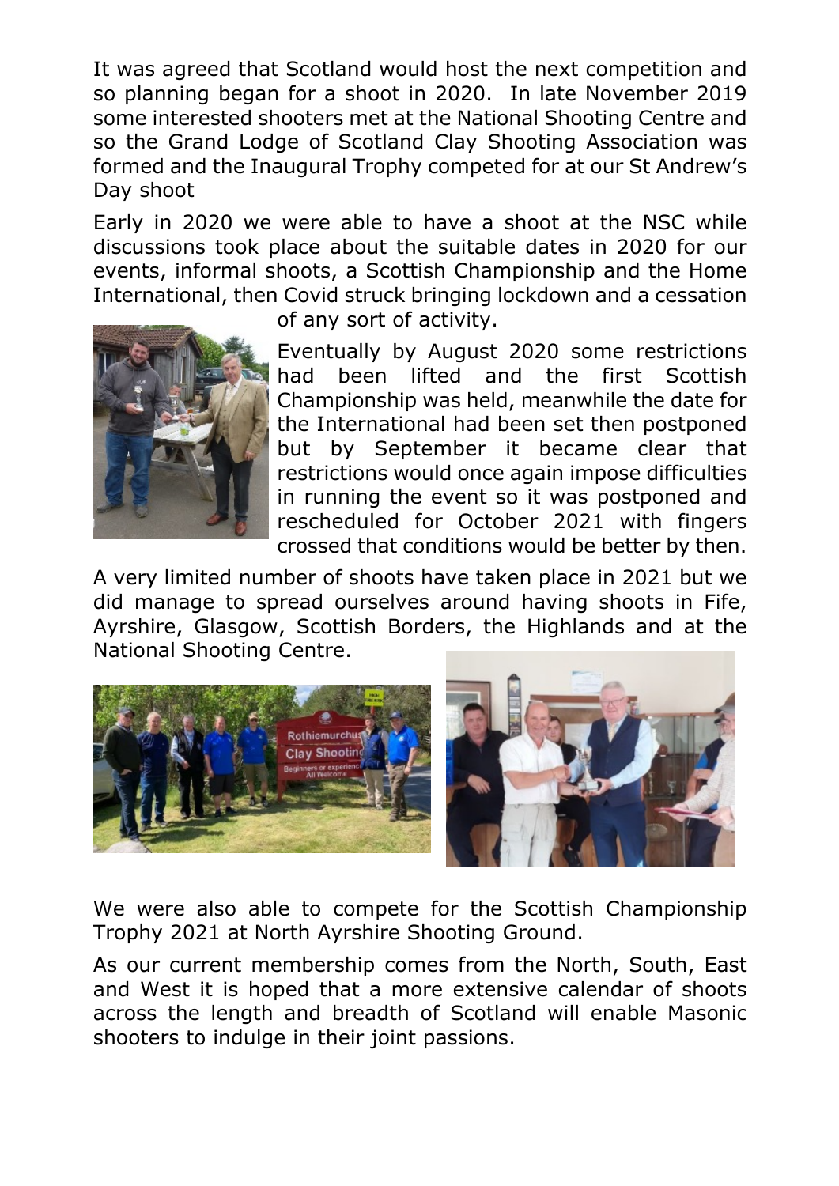It was agreed that Scotland would host the next competition and so planning began for a shoot in 2020. In late November 2019 some interested shooters met at the National Shooting Centre and so the Grand Lodge of Scotland Clay Shooting Association was formed and the Inaugural Trophy competed for at our St Andrew's Day shoot

Early in 2020 we were able to have a shoot at the NSC while discussions took place about the suitable dates in 2020 for our events, informal shoots, a Scottish Championship and the Home International, then Covid struck bringing lockdown and a cessation of any sort of activity.

Eventually by August 2020 some restrictions had been lifted and the first Scottish Championship was held, meanwhile the date for the International had been set then postponed but by September it became clear that restrictions would once again impose difficulties in running the event so it was postponed and rescheduled for October 2021 with fingers crossed that conditions would be better by then.

A very limited number of shoots have taken place in 2021 but we did manage to spread ourselves around having shoots in Fife, Ayrshire, Glasgow, Scottish Borders, the Highlands and at the National Shooting Centre.

We were also able to compete for the Scottish Championship Trophy 2021 at North Ayrshire Shooting Ground.

As our current membership comes from the North, South, East and West it is hoped that a more extensive calendar of shoots across the length and breadth of Scotland will enable Masonic shooters to indulge in their joint passions.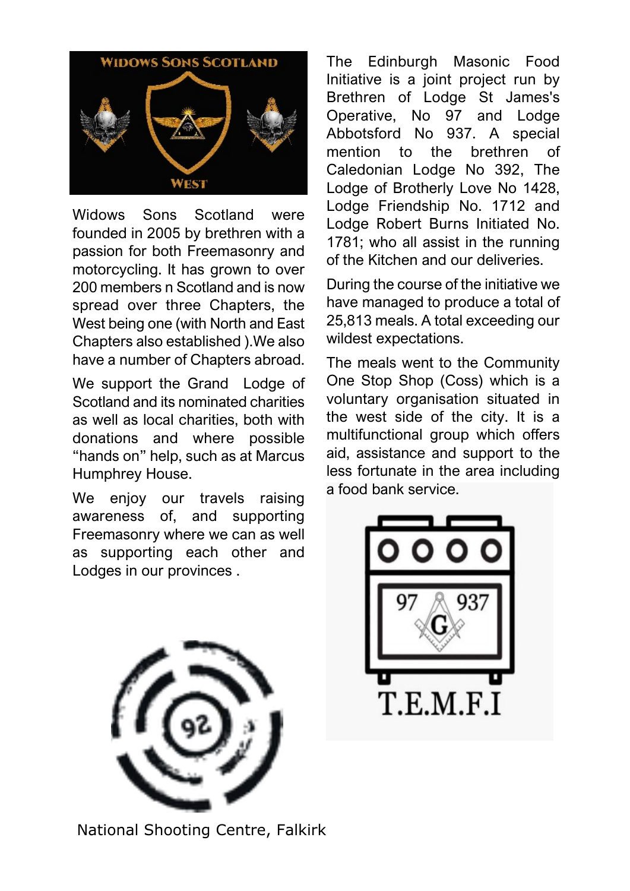Widows Sons Scotland were founded in 2005 by brethren with a passion for both Freemasonry and motorcycling. It has grown to over 200 members n Scotland and is now spread over three Chapters, the West being one (with North and East Chapters also established ).We also have a number of Chapters abroad.

We support the Grand Lodge of Scotland and its nominated charities as well as local charities, both with donations and where possible "hands on" help, such as at Marcus Humphrey House.

We enjoy our travels raising awareness of, and supporting Freemasonry where we can as well as supporting each other and Lodges in our provinces .

National Shooting Centre, Falkirk

The Edinburgh Masonic Food Initiative is a joint project run by Brethren of Lodge St James's Operative, No 97 and Lodge Abbotsford No 937. A special mention to the brethren of Caledonian Lodge No 392, The Lodge of Brotherly Love No 1428, Lodge Friendship No. 1712 and Lodge Robert Burns Initiated No. 1781; who all assist in the running of the Kitchen and our deliveries.

During the course of the initiative we have managed to produce a total of 25,813 meals. A total exceeding our wildest expectations.

The meals went to the Community One Stop Shop (Coss) which is a voluntary organisation situated in the west side of the city. It is a multifunctional group which offers aid, assistance and support to the less fortunate in the area including a food bank service.